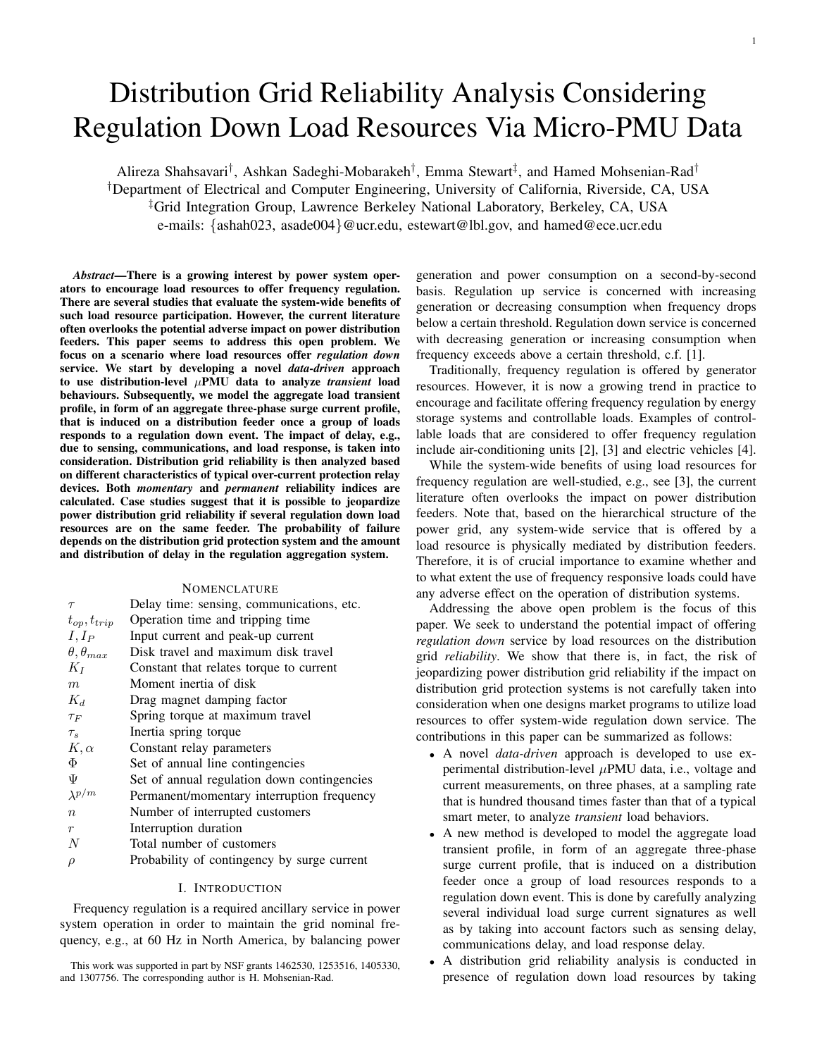# Distribution Grid Reliability Analysis Considering Regulation Down Load Resources Via Micro-PMU Data

Alireza Shahsavari[†], Ashkan Sadeghi-Mobarakeh[†], Emma Stewart[‡], and Hamed Mohsenian-Rad[†]
[†]Department of Electrical and Computer Engineering, University of California, Riverside, CA, USA
[‡]Grid Integration Group, Lawrence Berkeley National Laboratory, Berkeley, CA, USA
e-mails: {ashah023, asade004}@ucr.edu, estewart@lbl.gov, and hamed@ece.ucr.edu

***Abstract*—There is a growing interest by power system operators to encourage load resources to offer frequency regulation. There are several studies that evaluate the system-wide benefits of such load resource participation. However, the current literature often overlooks the potential adverse impact on power distribution feeders. This paper seems to address this open problem. We focus on a scenario where load resources offer *regulation down* service. We start by developing a novel *data-driven* approach to use distribution-level $\mu$PMU data to analyze *transient* load behaviours. Subsequently, we model the aggregate load transient profile, in form of an aggregate three-phase surge current profile, that is induced on a distribution feeder once a group of loads responds to a regulation down event. The impact of delay, e.g., due to sensing, communications, and load response, is taken into consideration. Distribution grid reliability is then analyzed based on different characteristics of typical over-current protection relay devices. Both *momentary* and *permanent* reliability indices are calculated. Case studies suggest that it is possible to jeopardize power distribution grid reliability if several regulation down load resources are on the same feeder. The probability of failure depends on the distribution grid protection system and the amount and distribution of delay in the regulation aggregation system.**

## NOMENCLATURE

| | |
|---|---|
| $\tau$ | Delay time: sensing, communications, etc. |
| $t_{op}, t_{trip}$ | Operation time and tripping time |
| $I, I_P$ | Input current and peak-up current |
| $\theta, \theta_{max}$ | Disk travel and maximum disk travel |
| $K_I$ | Constant that relates torque to current |
| $m$ | Moment inertia of disk |
| $K_d$ | Drag magnet damping factor |
| $\tau_F$ | Spring torque at maximum travel |
| $\tau_s$ | Inertia spring torque |
| $K, \alpha$ | Constant relay parameters |
| $\Phi$ | Set of annual line contingencies |
| $\Psi$ | Set of annual regulation down contingencies |
| $\lambda^{p/m}$ | Permanent/momentary interruption frequency |
| $n$ | Number of interrupted customers |
| $r$ | Interruption duration |
| $N$ | Total number of customers |
| $\rho$ | Probability of contingency by surge current |

## I. INTRODUCTION

Frequency regulation is a required ancillary service in power system operation in order to maintain the grid nominal frequency, e.g., at 60 Hz in North America, by balancing power generation and power consumption on a second-by-second basis. Regulation up service is concerned with increasing generation or decreasing consumption when frequency drops below a certain threshold. Regulation down service is concerned with decreasing generation or increasing consumption when frequency exceeds above a certain threshold, c.f. [1].

Traditionally, frequency regulation is offered by generator resources. However, it is now a growing trend in practice to encourage and facilitate offering frequency regulation by energy storage systems and controllable loads. Examples of controllable loads that are considered to offer frequency regulation include air-conditioning units [2], [3] and electric vehicles [4].

While the system-wide benefits of using load resources for frequency regulation are well-studied, e.g., see [3], the current literature often overlooks the impact on power distribution feeders. Note that, based on the hierarchical structure of the power grid, any system-wide service that is offered by a load resource is physically mediated by distribution feeders. Therefore, it is of crucial importance to examine whether and to what extent the use of frequency responsive loads could have any adverse effect on the operation of distribution systems.

Addressing the above open problem is the focus of this paper. We seek to understand the potential impact of offering *regulation down* service by load resources on the distribution grid *reliability*. We show that there is, in fact, the risk of jeopardizing power distribution grid reliability if the impact on distribution grid protection systems is not carefully taken into consideration when one designs market programs to utilize load resources to offer system-wide regulation down service. The contributions in this paper can be summarized as follows:

- A novel *data-driven* approach is developed to use experimental distribution-level $\mu$PMU data, i.e., voltage and current measurements, on three phases, at a sampling rate that is hundred thousand times faster than that of a typical smart meter, to analyze *transient* load behaviors.
- A new method is developed to model the aggregate load transient profile, in form of an aggregate three-phase surge current profile, that is induced on a distribution feeder once a group of load resources responds to a regulation down event. This is done by carefully analyzing several individual load surge current signatures as well as by taking into account factors such as sensing delay, communications delay, and load response delay.
- A distribution grid reliability analysis is conducted in presence of regulation down load resources by taking

This work was supported in part by NSF grants 1462530, 1253516, 1405330, and 1307756. The corresponding author is H. Mohsenian-Rad.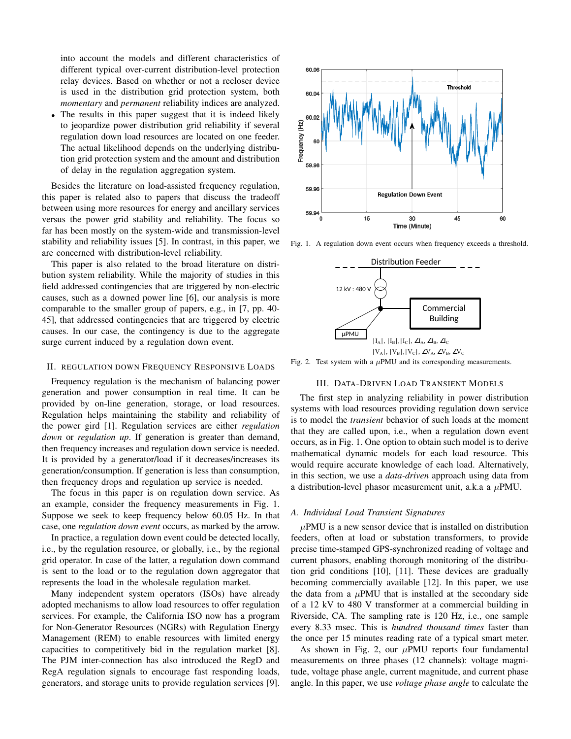into account the models and different characteristics of different typical over-current distribution-level protection relay devices. Based on whether or not a recloser device is used in the distribution grid protection system, both *momentary* and *permanent* reliability indices are analyzed.

- The results in this paper suggest that it is indeed likely to jeopardize power distribution grid reliability if several regulation down load resources are located on one feeder. The actual likelihood depends on the underlying distribution grid protection system and the amount and distribution of delay in the regulation aggregation system.

Besides the literature on load-assisted frequency regulation, this paper is related also to papers that discuss the tradeoff between using more resources for energy and ancillary services versus the power grid stability and reliability. The focus so far has been mostly on the system-wide and transmission-level stability and reliability issues [5]. In contrast, in this paper, we are concerned with distribution-level reliability.

This paper is also related to the broad literature on distribution system reliability. While the majority of studies in this field addressed contingencies that are triggered by non-electric causes, such as a downed power line [6], our analysis is more comparable to the smaller group of papers, e.g., in [7, pp. 40-45], that addressed contingencies that are triggered by electric causes. In our case, the contingency is due to the aggregate surge current induced by a regulation down event.

## II. Regulation Down Frequency Responsive Loads

Frequency regulation is the mechanism of balancing power generation and power consumption in real time. It can be provided by on-line generation, storage, or load resources. Regulation helps maintaining the stability and reliability of the power gird [1]. Regulation services are either *regulation down* or *regulation up*. If generation is greater than demand, then frequency increases and regulation down service is needed. It is provided by a generator/load if it decreases/increases its generation/consumption. If generation is less than consumption, then frequency drops and regulation up service is needed.

The focus in this paper is on regulation down service. As an example, consider the frequency measurements in Fig. 1. Suppose we seek to keep frequency below 60.05 Hz. In that case, one *regulation down event* occurs, as marked by the arrow.

In practice, a regulation down event could be detected locally, i.e., by the regulation resource, or globally, i.e., by the regional grid operator. In case of the latter, a regulation down command is sent to the load or to the regulation down aggregator that represents the load in the wholesale regulation market.

Many independent system operators (ISOs) have already adopted mechanisms to allow load resources to offer regulation services. For example, the California ISO now has a program for Non-Generator Resources (NGRs) with Regulation Energy Management (REM) to enable resources with limited energy capacities to competitively bid in the regulation market [8]. The PJM inter-connection has also introduced the RegD and RegA regulation signals to encourage fast responding loads, generators, and storage units to provide regulation services [9].

Fig. 1. A regulation down event occurs when frequency exceeds a threshold.

Fig. 2. Test system with a $\mu$PMU and its corresponding measurements.

## III. Data-Driven Load Transient Models

The first step in analyzing reliability in power distribution systems with load resources providing regulation down service is to model the *transient* behavior of such loads at the moment that they are called upon, i.e., when a regulation down event occurs, as in Fig. 1. One option to obtain such model is to derive mathematical dynamic models for each load resource. This would require accurate knowledge of each load. Alternatively, in this section, we use a *data-driven* approach using data from a distribution-level phasor measurement unit, a.k.a a $\mu$PMU.

### A. Individual Load Transient Signatures

$\mu$PMU is a new sensor device that is installed on distribution feeders, often at load or substation transformers, to provide precise time-stamped GPS-synchronized reading of voltage and current phasors, enabling thorough monitoring of the distribution grid conditions [10], [11]. These devices are gradually becoming commercially available [12]. In this paper, we use the data from a $\mu$PMU that is installed at the secondary side of a 12 kV to 480 V transformer at a commercial building in Riverside, CA. The sampling rate is 120 Hz, i.e., one sample every 8.33 msec. This is *hundred thousand times* faster than the once per 15 minutes reading rate of a typical smart meter.

As shown in Fig. 2, our $\mu$PMU reports four fundamental measurements on three phases (12 channels): voltage magnitude, voltage phase angle, current magnitude, and current phase angle. In this paper, we use *voltage phase angle* to calculate the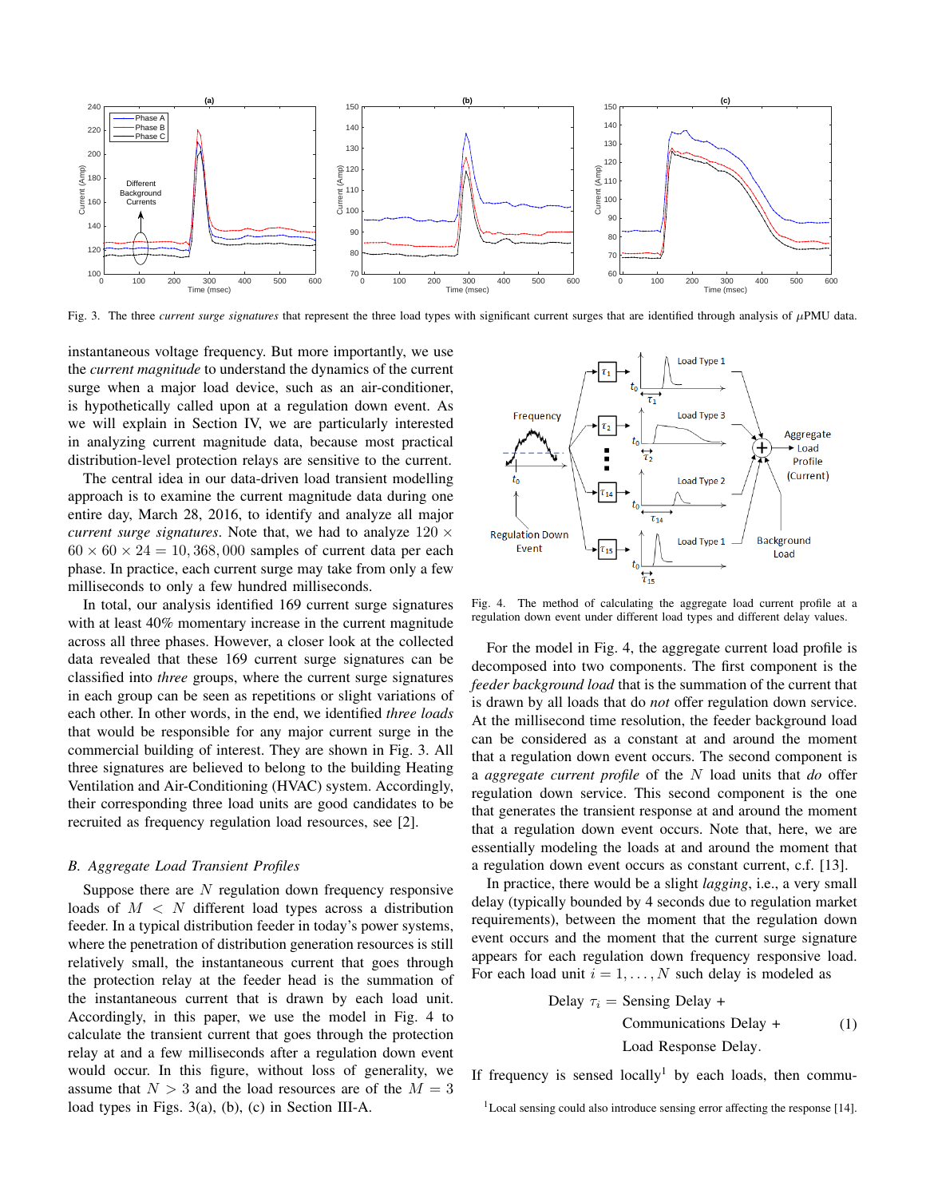Fig. 3. The three *current surge signatures* that represent the three load types with significant current surges that are identified through analysis of $\mu$PMU data.

instantaneous voltage frequency. But more importantly, we use the *current magnitude* to understand the dynamics of the current surge when a major load device, such as an air-conditioner, is hypothetically called upon at a regulation down event. As we will explain in Section IV, we are particularly interested in analyzing current magnitude data, because most practical distribution-level protection relays are sensitive to the current.

The central idea in our data-driven load transient modelling approach is to examine the current magnitude data during one entire day, March 28, 2016, to identify and analyze all major *current surge signatures*. Note that, we had to analyze $120 \times 60 \times 60 \times 24 = 10,368,000$ samples of current data per each phase. In practice, each current surge may take from only a few milliseconds to only a few hundred milliseconds.

In total, our analysis identified 169 current surge signatures with at least 40% momentary increase in the current magnitude across all three phases. However, a closer look at the collected data revealed that these 169 current surge signatures can be classified into *three* groups, where the current surge signatures in each group can be seen as repetitions or slight variations of each other. In other words, in the end, we identified *three loads* that would be responsible for any major current surge in the commercial building of interest. They are shown in Fig. 3. All three signatures are believed to belong to the building Heating Ventilation and Air-Conditioning (HVAC) system. Accordingly, their corresponding three load units are good candidates to be recruited as frequency regulation load resources, see [2].

### B. Aggregate Load Transient Profiles

Suppose there are $N$ regulation down frequency responsive loads of $M < N$ different load types across a distribution feeder. In a typical distribution feeder in today's power systems, where the penetration of distribution generation resources is still relatively small, the instantaneous current that goes through the protection relay at the feeder head is the summation of the instantaneous current that is drawn by each load unit. Accordingly, in this paper, we use the model in Fig. 4 to calculate the transient current that goes through the protection relay at and a few milliseconds after a regulation down event would occur. In this figure, without loss of generality, we assume that $N > 3$ and the load resources are of the $M = 3$ load types in Figs. 3(a), (b), (c) in Section III-A.

Fig. 4. The method of calculating the aggregate load current profile at a regulation down event under different load types and different delay values.

For the model in Fig. 4, the aggregate current load profile is decomposed into two components. The first component is the *feeder background load* that is the summation of the current that is drawn by all loads that do *not* offer regulation down service. At the millisecond time resolution, the feeder background load can be considered as a constant at and around the moment that a regulation down event occurs. The second component is a *aggregate current profile* of the $N$ load units that *do* offer regulation down service. This second component is the one that generates the transient response at and around the moment that a regulation down event occurs. Note that, here, we are essentially modeling the loads at and around the moment that a regulation down event occurs as constant current, c.f. [13].

In practice, there would be a slight *lagging*, i.e., a very small delay (typically bounded by 4 seconds due to regulation market requirements), between the moment that the regulation down event occurs and the moment that the current surge signature appears for each regulation down frequency responsive load. For each load unit $i = 1, \ldots, N$ such delay is modeled as

$$\text{Delay } \tau_i = \text{Sensing Delay} + \text{Communications Delay} + \text{Load Response Delay}. \tag{1}$$

If frequency is sensed locally[1] by each loads, then commu-

[1] Local sensing could also introduce sensing error affecting the response [14].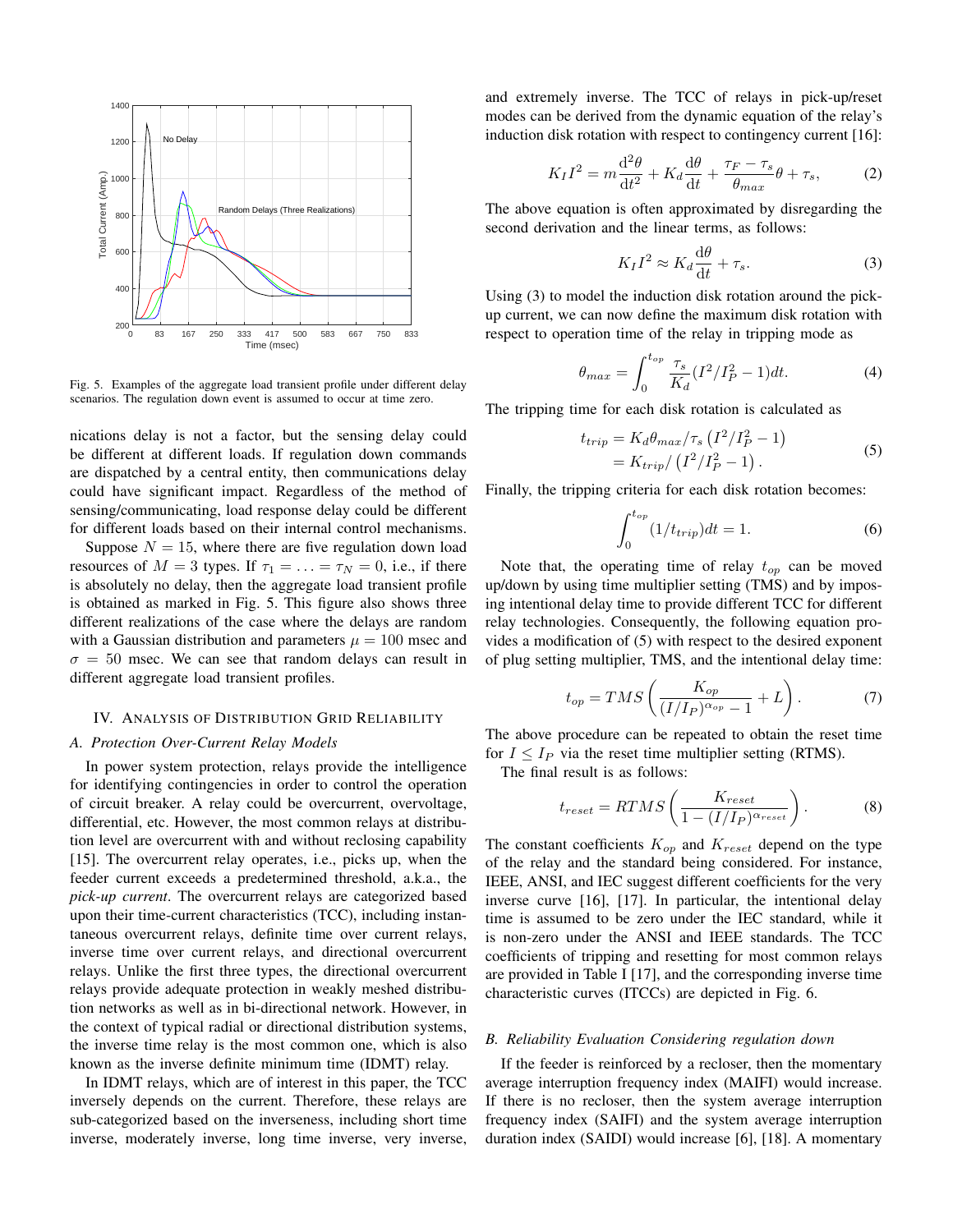Fig. 5. Examples of the aggregate load transient profile under different delay scenarios. The regulation down event is assumed to occur at time zero.

nications delay is not a factor, but the sensing delay could be different at different loads. If regulation down commands are dispatched by a central entity, then communications delay could have significant impact. Regardless of the method of sensing/communicating, load response delay could be different for different loads based on their internal control mechanisms.

Suppose $N = 15$, where there are five regulation down load resources of $M = 3$ types. If $\tau_1 = \ldots = \tau_N = 0$, i.e., if there is absolutely no delay, then the aggregate load transient profile is obtained as marked in Fig. 5. This figure also shows three different realizations of the case where the delays are random with a Gaussian distribution and parameters $\mu = 100$ msec and $\sigma = 50$ msec. We can see that random delays can result in different aggregate load transient profiles.

## IV. Analysis of Distribution Grid Reliability

### A. Protection Over-Current Relay Models

In power system protection, relays provide the intelligence for identifying contingencies in order to control the operation of circuit breaker. A relay could be overcurrent, overvoltage, differential, etc. However, the most common relays at distribution level are overcurrent with and without reclosing capability [15]. The overcurrent relay operates, i.e., picks up, when the feeder current exceeds a predetermined threshold, a.k.a., the *pick-up current*. The overcurrent relays are categorized based upon their time-current characteristics (TCC), including instantaneous overcurrent relays, definite time over current relays, inverse time over current relays, and directional overcurrent relays. Unlike the first three types, the directional overcurrent relays provide adequate protection in weakly meshed distribution networks as well as in bi-directional network. However, in the context of typical radial or directional distribution systems, the inverse time relay is the most common one, which is also known as the inverse definite minimum time (IDMT) relay.

In IDMT relays, which are of interest in this paper, the TCC inversely depends on the current. Therefore, these relays are sub-categorized based on the inverseness, including short time inverse, moderately inverse, long time inverse, very inverse, and extremely inverse. The TCC of relays in pick-up/reset modes can be derived from the dynamic equation of the relay's induction disk rotation with respect to contingency current [16]:

$$K_I I^2 = m\frac{\mathrm{d}^2\theta}{\mathrm{d}t^2} + K_d\frac{\mathrm{d}\theta}{\mathrm{d}t} + \frac{\tau_F - \tau_s}{\theta_{max}}\theta + \tau_s, \tag{2}$$

The above equation is often approximated by disregarding the second derivation and the linear terms, as follows:

$$K_I I^2 \approx K_d\frac{\mathrm{d}\theta}{\mathrm{d}t} + \tau_s. \tag{3}$$

Using (3) to model the induction disk rotation around the pick-up current, we can now define the maximum disk rotation with respect to operation time of the relay in tripping mode as

$$\theta_{max} = \int_0^{t_{op}} \frac{\tau_s}{K_d}(I^2/I_P^2 - 1)dt. \tag{4}$$

The tripping time for each disk rotation is calculated as

$$\begin{aligned} t_{trip} &= K_d\theta_{max}/\tau_s\left(I^2/I_P^2 - 1\right) \\ &= K_{trip}/\left(I^2/I_P^2 - 1\right). \end{aligned} \tag{5}$$

Finally, the tripping criteria for each disk rotation becomes:

$$\int_0^{t_{op}} (1/t_{trip})dt = 1. \tag{6}$$

Note that, the operating time of relay $t_{op}$ can be moved up/down by using time multiplier setting (TMS) and by imposing intentional delay time to provide different TCC for different relay technologies. Consequently, the following equation provides a modification of (5) with respect to the desired exponent of plug setting multiplier, TMS, and the intentional delay time:

$$t_{op} = TMS\left(\frac{K_{op}}{(I/I_P)^{\alpha_{op}} - 1} + L\right). \tag{7}$$

The above procedure can be repeated to obtain the reset time for $I \leq I_P$ via the reset time multiplier setting (RTMS).

The final result is as follows:

$$t_{reset} = RTMS\left(\frac{K_{reset}}{1 - (I/I_P)^{\alpha_{reset}}}\right). \tag{8}$$

The constant coefficients $K_{op}$ and $K_{reset}$ depend on the type of the relay and the standard being considered. For instance, IEEE, ANSI, and IEC suggest different coefficients for the very inverse curve [16], [17]. In particular, the intentional delay time is assumed to be zero under the IEC standard, while it is non-zero under the ANSI and IEEE standards. The TCC coefficients of tripping and resetting for most common relays are provided in Table I [17], and the corresponding inverse time characteristic curves (ITCCs) are depicted in Fig. 6.

### B. Reliability Evaluation Considering regulation down

If the feeder is reinforced by a recloser, then the momentary average interruption frequency index (MAIFI) would increase. If there is no recloser, then the system average interruption frequency index (SAIFI) and the system average interruption duration index (SAIDI) would increase [6], [18]. A momentary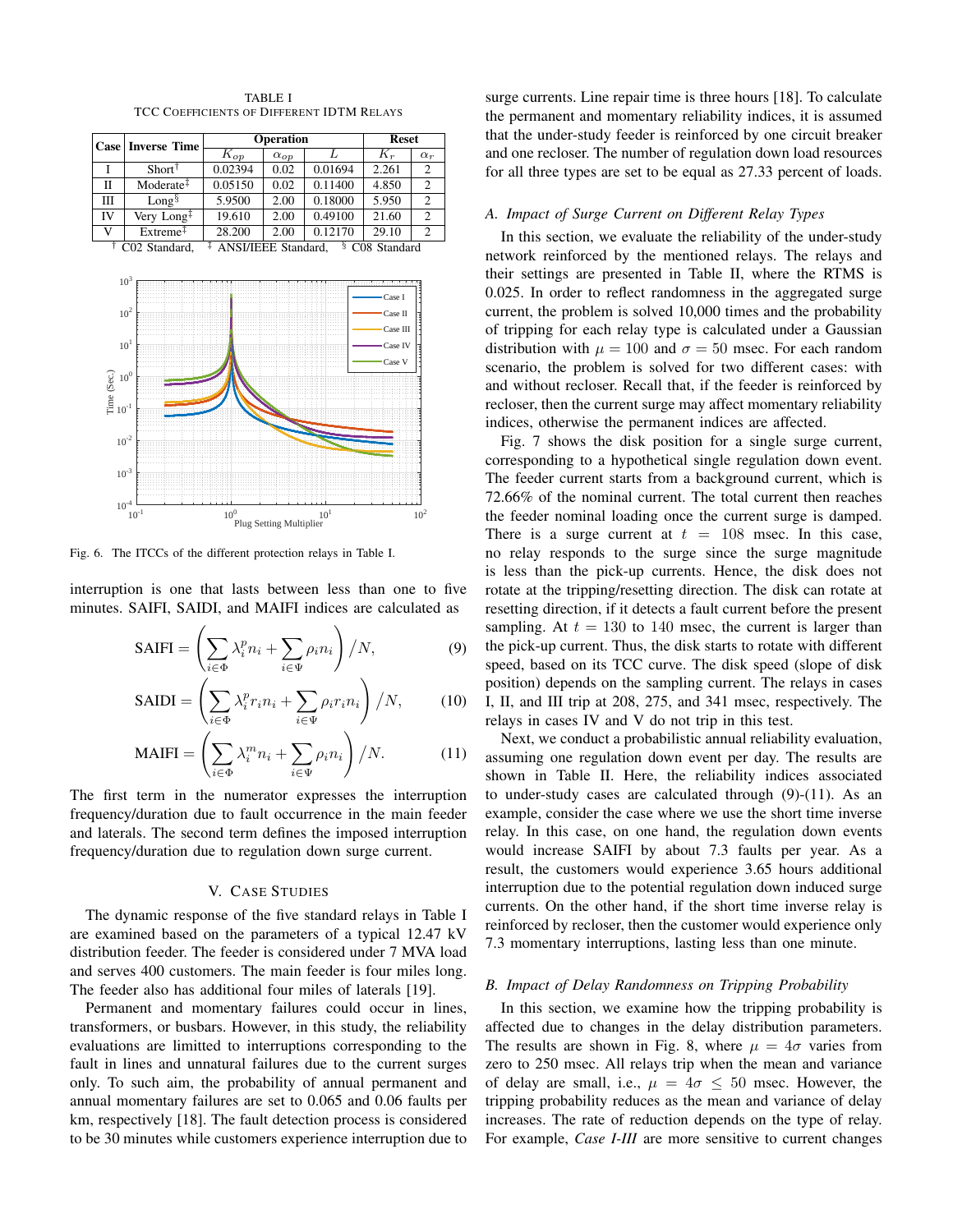TABLE I
TCC Coefficients of Different IDTM Relays

| Case | Inverse Time | Operation | | | Reset | |
|---|---|---|---|---|---|---|
| | | $K_{op}$ | $\alpha_{op}$ | $L$ | $K_r$ | $\alpha_r$ |
| I | Short[†] | 0.02394 | 0.02 | 0.01694 | 2.261 | 2 |
| II | Moderate[‡] | 0.05150 | 0.02 | 0.11400 | 4.850 | 2 |
| III | Long[§] | 5.9500 | 2.00 | 0.18000 | 5.950 | 2 |
| IV | Very Long[‡] | 19.610 | 2.00 | 0.49100 | 21.60 | 2 |
| V | Extreme[‡] | 28.200 | 2.00 | 0.12170 | 29.10 | 2 |

[†] C02 Standard, [‡] ANSI/IEEE Standard, [§] C08 Standard

Fig. 6. The ITCCs of the different protection relays in Table I.

interruption is one that lasts between less than one to five minutes. SAIFI, SAIDI, and MAIFI indices are calculated as

$$\text{SAIFI} = \left( \sum_{i \in \Phi} \lambda_i^p n_i + \sum_{i \in \Psi} \rho_i n_i \right) / N, \tag{9}$$

$$\text{SAIDI} = \left( \sum_{i \in \Phi} \lambda_i^p r_i n_i + \sum_{i \in \Psi} \rho_i r_i n_i \right) / N, \tag{10}$$

$$\text{MAIFI} = \left( \sum_{i \in \Phi} \lambda_i^m n_i + \sum_{i \in \Psi} \rho_i n_i \right) / N. \tag{11}$$

The first term in the numerator expresses the interruption frequency/duration due to fault occurrence in the main feeder and laterals. The second term defines the imposed interruption frequency/duration due to regulation down surge current.

## V. Case Studies

The dynamic response of the five standard relays in Table I are examined based on the parameters of a typical 12.47 kV distribution feeder. The feeder is considered under 7 MVA load and serves 400 customers. The main feeder is four miles long. The feeder also has additional four miles of laterals [19].

Permanent and momentary failures could occur in lines, transformers, or busbars. However, in this study, the reliability evaluations are limitted to interruptions corresponding to the fault in lines and unnatural failures due to the current surges only. To such aim, the probability of annual permanent and annual momentary failures are set to 0.065 and 0.06 faults per km, respectively [18]. The fault detection process is considered to be 30 minutes while customers experience interruption due to surge currents. Line repair time is three hours [18]. To calculate the permanent and momentary reliability indices, it is assumed that the under-study feeder is reinforced by one circuit breaker and one recloser. The number of regulation down load resources for all three types are set to be equal as 27.33 percent of loads.

### A. Impact of Surge Current on Different Relay Types

In this section, we evaluate the reliability of the under-study network reinforced by the mentioned relays. The relays and their settings are presented in Table II, where the RTMS is 0.025. In order to reflect randomness in the aggregated surge current, the problem is solved 10,000 times and the probability of tripping for each relay type is calculated under a Gaussian distribution with $\mu = 100$ and $\sigma = 50$ msec. For each random scenario, the problem is solved for two different cases: with and without recloser. Recall that, if the feeder is reinforced by recloser, then the current surge may affect momentary reliability indices, otherwise the permanent indices are affected.

Fig. 7 shows the disk position for a single surge current, corresponding to a hypothetical single regulation down event. The feeder current starts from a background current, which is 72.66% of the nominal current. The total current then reaches the feeder nominal loading once the current surge is damped. There is a surge current at $t = 108$ msec. In this case, no relay responds to the surge since the surge magnitude is less than the pick-up currents. Hence, the disk does not rotate at the tripping/resetting direction. The disk can rotate at resetting direction, if it detects a fault current before the present sampling. At $t = 130$ to 140 msec, the current is larger than the pick-up current. Thus, the disk starts to rotate with different speed, based on its TCC curve. The disk speed (slope of disk position) depends on the sampling current. The relays in cases I, II, and III trip at 208, 275, and 341 msec, respectively. The relays in cases IV and V do not trip in this test.

Next, we conduct a probabilistic annual reliability evaluation, assuming one regulation down event per day. The results are shown in Table II. Here, the reliability indices associated to under-study cases are calculated through (9)-(11). As an example, consider the case where we use the short time inverse relay. In this case, on one hand, the regulation down events would increase SAIFI by about 7.3 faults per year. As a result, the customers would experience 3.65 hours additional interruption due to the potential regulation down induced surge currents. On the other hand, if the short time inverse relay is reinforced by recloser, then the customer would experience only 7.3 momentary interruptions, lasting less than one minute.

### B. Impact of Delay Randomness on Tripping Probability

In this section, we examine how the tripping probability is affected due to changes in the delay distribution parameters. The results are shown in Fig. 8, where $\mu = 4\sigma$ varies from zero to 250 msec. All relays trip when the mean and variance of delay are small, i.e., $\mu = 4\sigma \leq 50$ msec. However, the tripping probability reduces as the mean and variance of delay increases. The rate of reduction depends on the type of relay. For example, *Case I-III* are more sensitive to current changes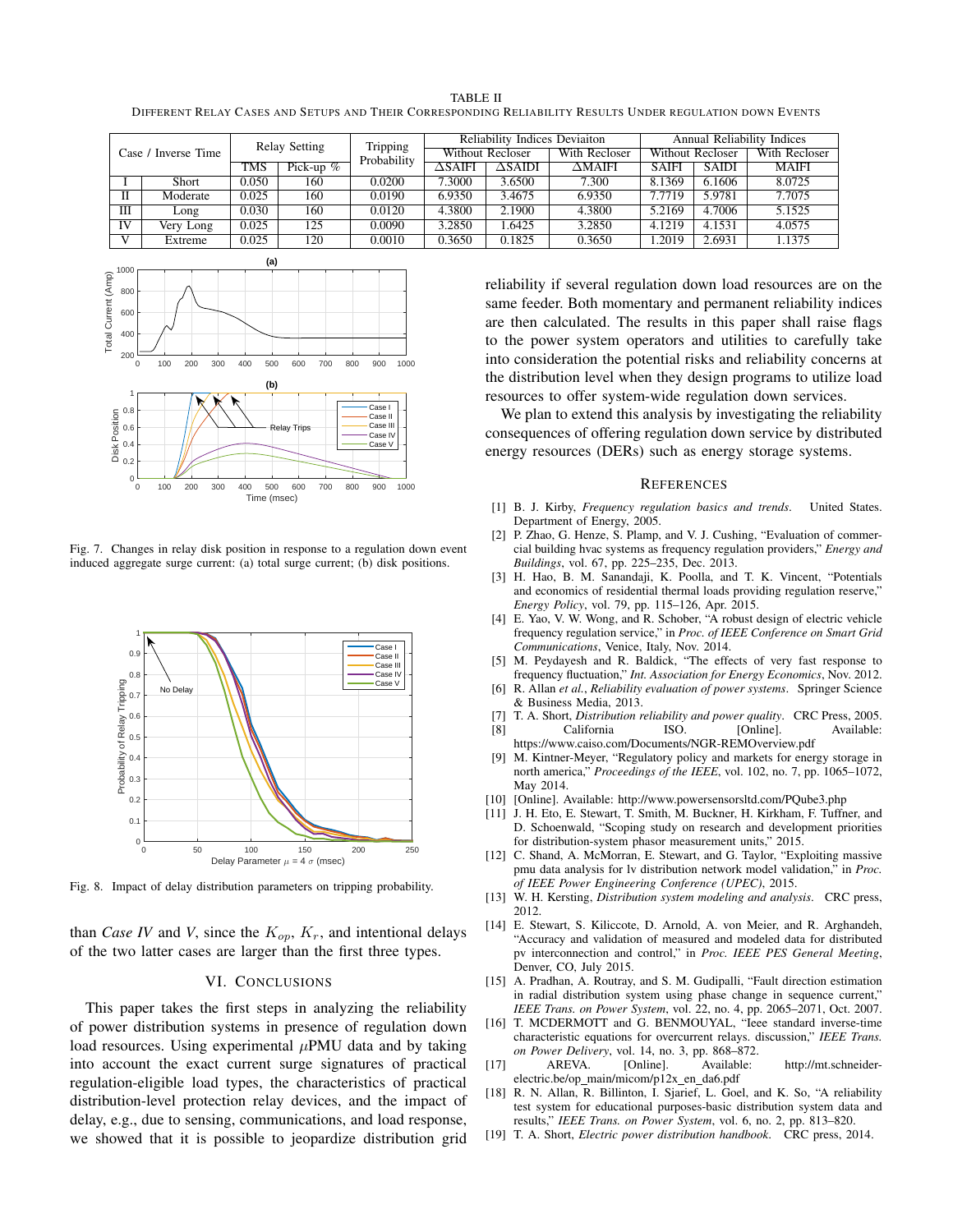TABLE II

DIFFERENT RELAY CASES AND SETUPS AND THEIR CORRESPONDING RELIABILITY RESULTS UNDER REGULATION DOWN EVENTS

| Case / Inverse Time | | Relay Setting | | Tripping Probability | Reliability Indices Deviaiton | | | Annual Reliability Indices | | |
|---|---|---|---|---|---|---|---|---|---|---|
| | | | | | Without Recloser | | With Recloser | Without Recloser | | With Recloser |
| | | TMS | Pick-up % | | ΔSAIFI | ΔSAIDI | ΔMAIFI | SAIFI | SAIDI | MAIFI |
| I | Short | 0.050 | 160 | 0.0200 | 7.3000 | 3.6500 | 7.300 | 8.1369 | 6.1606 | 8.0725 |
| II | Moderate | 0.025 | 160 | 0.0190 | 6.9350 | 3.4675 | 6.9350 | 7.7719 | 5.9781 | 7.7075 |
| III | Long | 0.030 | 160 | 0.0120 | 4.3800 | 2.1900 | 4.3800 | 5.2169 | 4.7006 | 5.1525 |
| IV | Very Long | 0.025 | 125 | 0.0090 | 3.2850 | 1.6425 | 3.2850 | 4.1219 | 4.1531 | 4.0575 |
| V | Extreme | 0.025 | 120 | 0.0010 | 0.3650 | 0.1825 | 0.3650 | 1.2019 | 2.6931 | 1.1375 |

(a)
Total Current (Amp)
1000
800
600
400
200
0 100 200 300 400 500 600 700 800 900 1000

(b)
Disk Position
1
0.8
0.6
0.4
0.2
0
0 100 200 300 400 500 600 700 800 900 1000
Time (msec)
Relay Trips
Case I
Case II
Case III
Case IV
Case V

Fig. 7. Changes in relay disk position in response to a regulation down event induced aggregate surge current: (a) total surge current; (b) disk positions.

Probability of Relay Tripping
1
0.9
0.8
0.7
0.6
0.5
0.4
0.3
0.2
0.1
0
0 50 100 150 200 250
Delay Parameter $\mu = 4\ \sigma$ (msec)
No Delay
Case I
Case II
Case III
Case IV
Case V

Fig. 8. Impact of delay distribution parameters on tripping probability.

than *Case IV* and *V*, since the $K_{op}$, $K_r$, and intentional delays of the two latter cases are larger than the first three types.

## VI. CONCLUSIONS

This paper takes the first steps in analyzing the reliability of power distribution systems in presence of regulation down load resources. Using experimental $\mu$PMU data and by taking into account the exact current surge signatures of practical regulation-eligible load types, the characteristics of practical distribution-level protection relay devices, and the impact of delay, e.g., due to sensing, communications, and load response, we showed that it is possible to jeopardize distribution grid reliability if several regulation down load resources are on the same feeder. Both momentary and permanent reliability indices are then calculated. The results in this paper shall raise flags to the power system operators and utilities to carefully take into consideration the potential risks and reliability concerns at the distribution level when they design programs to utilize load resources to offer system-wide regulation down services.

We plan to extend this analysis by investigating the reliability consequences of offering regulation down service by distributed energy resources (DERs) such as energy storage systems.

## REFERENCES

[1] B. J. Kirby, *Frequency regulation basics and trends*. United States. Department of Energy, 2005.

[2] P. Zhao, G. Henze, S. Plamp, and V. J. Cushing, "Evaluation of commercial building hvac systems as frequency regulation providers," *Energy and Buildings*, vol. 67, pp. 225–235, Dec. 2013.

[3] H. Hao, B. M. Sanandaji, K. Poolla, and T. K. Vincent, "Potentials and economics of residential thermal loads providing regulation reserve," *Energy Policy*, vol. 79, pp. 115–126, Apr. 2015.

[4] E. Yao, V. W. Wong, and R. Schober, "A robust design of electric vehicle frequency regulation service," in *Proc. of IEEE Conference on Smart Grid Communications*, Venice, Italy, Nov. 2014.

[5] M. Peydayesh and R. Baldick, "The effects of very fast response to frequency fluctuation," *Int. Association for Energy Economics*, Nov. 2012.

[6] R. Allan *et al.*, *Reliability evaluation of power systems*. Springer Science & Business Media, 2013.

[7] T. A. Short, *Distribution reliability and power quality*. CRC Press, 2005.

[8] California ISO. [Online]. Available: https://www.caiso.com/Documents/NGR-REMOverview.pdf

[9] M. Kintner-Meyer, "Regulatory policy and markets for energy storage in north america," *Proceedings of the IEEE*, vol. 102, no. 7, pp. 1065–1072, May 2014.

[10] [Online]. Available: http://www.powersensorsltd.com/PQube3.php

[11] J. H. Eto, E. Stewart, T. Smith, M. Buckner, H. Kirkham, F. Tuffner, and D. Schoenwald, "Scoping study on research and development priorities for distribution-system phasor measurement units," 2015.

[12] C. Shand, A. McMorran, E. Stewart, and G. Taylor, "Exploiting massive pmu data analysis for lv distribution network model validation," in *Proc. of IEEE Power Engineering Conference (UPEC)*, 2015.

[13] W. H. Kersting, *Distribution system modeling and analysis*. CRC press, 2012.

[14] E. Stewart, S. Kiliccote, D. Arnold, A. von Meier, and R. Arghandeh, "Accuracy and validation of measured and modeled data for distributed pv interconnection and control," in *Proc. IEEE PES General Meeting*, Denver, CO, July 2015.

[15] A. Pradhan, A. Routray, and S. M. Gudipalli, "Fault direction estimation in radial distribution system using phase change in sequence current," *IEEE Trans. on Power System*, vol. 22, no. 4, pp. 2065–2071, Oct. 2007.

[16] T. MCDERMOTT and G. BENMOUYAL, "Ieee standard inverse-time characteristic equations for overcurrent relays. discussion," *IEEE Trans. on Power Delivery*, vol. 14, no. 3, pp. 868–872.

[17] AREVA. [Online]. Available: http://mt.schneider-electric.be/op_main/micom/p12x_en_da6.pdf

[18] R. N. Allan, R. Billinton, I. Sjarief, L. Goel, and K. So, "A reliability test system for educational purposes-basic distribution system data and results," *IEEE Trans. on Power System*, vol. 6, no. 2, pp. 813–820.

[19] T. A. Short, *Electric power distribution handbook*. CRC press, 2014.